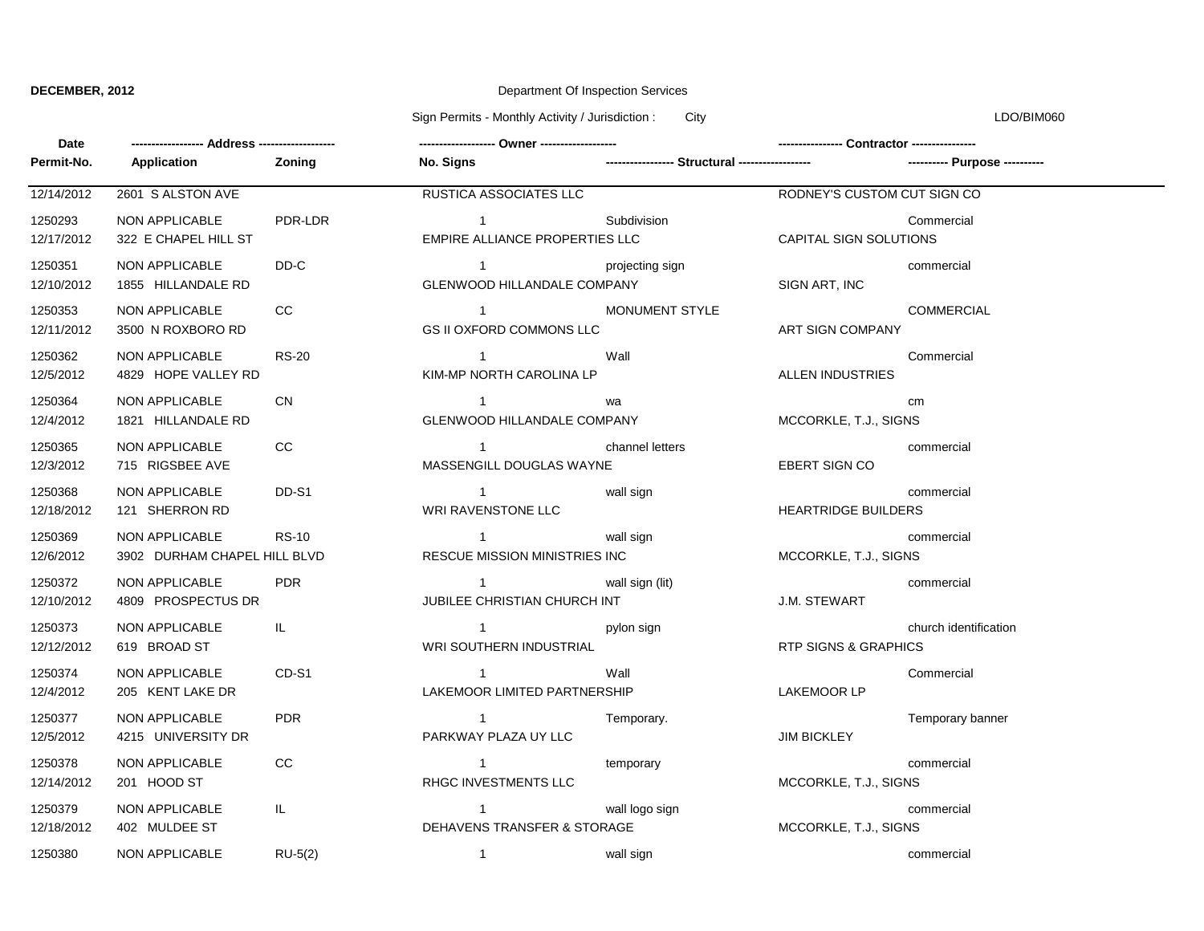**DECEMBER, 2012**

Department Of Inspection Services

Sign Permits - Monthly Activity / Jurisdiction : City

LDO/BIM060

| Date / Permit-No. | Address / Application | Zoning | Owner / No. Signs | Structural | Contractor / Purpose |
|---|---|---|---|---|---|
| 12/14/2012 | 2601 S ALSTON AVE | | RUSTICA ASSOCIATES LLC | | RODNEY'S CUSTOM CUT SIGN CO |
| 1250293 | NON APPLICABLE | PDR-LDR | 1 | Subdivision | Commercial |
| 12/17/2012 | 322 E CHAPEL HILL ST | | EMPIRE ALLIANCE PROPERTIES LLC | | CAPITAL SIGN SOLUTIONS |
| 1250351 | NON APPLICABLE | DD-C | 1 | projecting sign | commercial |
| 12/10/2012 | 1855 HILLANDALE RD | | GLENWOOD HILLANDALE COMPANY | | SIGN ART, INC |
| 1250353 | NON APPLICABLE | CC | 1 | MONUMENT STYLE | COMMERCIAL |
| 12/11/2012 | 3500 N ROXBORO RD | | GS II OXFORD COMMONS LLC | | ART SIGN COMPANY |
| 1250362 | NON APPLICABLE | RS-20 | 1 | Wall | Commercial |
| 12/5/2012 | 4829 HOPE VALLEY RD | | KIM-MP NORTH CAROLINA LP | | ALLEN INDUSTRIES |
| 1250364 | NON APPLICABLE | CN | 1 | wa | cm |
| 12/4/2012 | 1821 HILLANDALE RD | | GLENWOOD HILLANDALE COMPANY | | MCCORKLE, T.J., SIGNS |
| 1250365 | NON APPLICABLE | CC | 1 | channel letters | commercial |
| 12/3/2012 | 715 RIGSBEE AVE | | MASSENGILL DOUGLAS WAYNE | | EBERT SIGN CO |
| 1250368 | NON APPLICABLE | DD-S1 | 1 | wall sign | commercial |
| 12/18/2012 | 121 SHERRON RD | | WRI RAVENSTONE LLC | | HEARTRIDGE BUILDERS |
| 1250369 | NON APPLICABLE | RS-10 | 1 | wall sign | commercial |
| 12/6/2012 | 3902 DURHAM CHAPEL HILL BLVD | | RESCUE MISSION MINISTRIES INC | | MCCORKLE, T.J., SIGNS |
| 1250372 | NON APPLICABLE | PDR | 1 | wall sign (lit) | commercial |
| 12/10/2012 | 4809 PROSPECTUS DR | | JUBILEE CHRISTIAN CHURCH INT | | J.M. STEWART |
| 1250373 | NON APPLICABLE | IL | 1 | pylon sign | church identification |
| 12/12/2012 | 619 BROAD ST | | WRI SOUTHERN INDUSTRIAL | | RTP SIGNS & GRAPHICS |
| 1250374 | NON APPLICABLE | CD-S1 | 1 | Wall | Commercial |
| 12/4/2012 | 205 KENT LAKE DR | | LAKEMOOR LIMITED PARTNERSHIP | | LAKEMOOR LP |
| 1250377 | NON APPLICABLE | PDR | 1 | Temporary. | Temporary banner |
| 12/5/2012 | 4215 UNIVERSITY DR | | PARKWAY PLAZA UY LLC | | JIM BICKLEY |
| 1250378 | NON APPLICABLE | CC | 1 | temporary | commercial |
| 12/14/2012 | 201 HOOD ST | | RHGC INVESTMENTS LLC | | MCCORKLE, T.J., SIGNS |
| 1250379 | NON APPLICABLE | IL | 1 | wall logo sign | commercial |
| 12/18/2012 | 402 MULDEE ST | | DEHAVENS TRANSFER & STORAGE | | MCCORKLE, T.J., SIGNS |
| 1250380 | NON APPLICABLE | RU-5(2) | 1 | wall sign | commercial |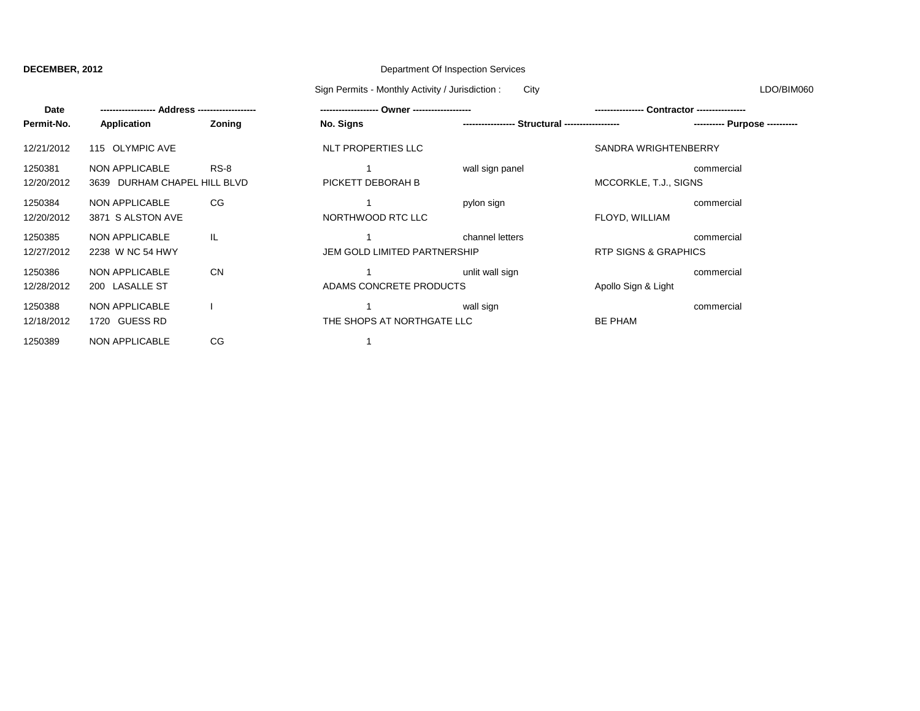| Date | ------------------ Address ------------------- | | ------------------- Owner ------------------- | | ---------------- Contractor ---------------- |
|---|---|---|---|---|---|
| **Permit-No.** | **Application** | **Zoning** | **No. Signs** | **----------------- Structural ------------------** | **---------- Purpose ----------** |
| 12/21/2012 | 115 OLYMPIC AVE | | NLT PROPERTIES LLC | | SANDRA WRIGHTENBERRY |
| 1250381 | NON APPLICABLE | RS-8 | 1 | wall sign panel | commercial |
| 12/20/2012 | 3639 DURHAM CHAPEL HILL BLVD | | PICKETT DEBORAH B | | MCCORKLE, T.J., SIGNS |
| 1250384 | NON APPLICABLE | CG | 1 | pylon sign | commercial |
| 12/20/2012 | 3871 S ALSTON AVE | | NORTHWOOD RTC LLC | | FLOYD, WILLIAM |
| 1250385 | NON APPLICABLE | IL | 1 | channel letters | commercial |
| 12/27/2012 | 2238 W NC 54 HWY | | JEM GOLD LIMITED PARTNERSHIP | | RTP SIGNS & GRAPHICS |
| 1250386 | NON APPLICABLE | CN | 1 | unlit wall sign | commercial |
| 12/28/2012 | 200 LASALLE ST | | ADAMS CONCRETE PRODUCTS | | Apollo Sign & Light |
| 1250388 | NON APPLICABLE | I | 1 | wall sign | commercial |
| 12/18/2012 | 1720 GUESS RD | | THE SHOPS AT NORTHGATE LLC | | BE PHAM |
| 1250389 | NON APPLICABLE | CG | 1 | | |